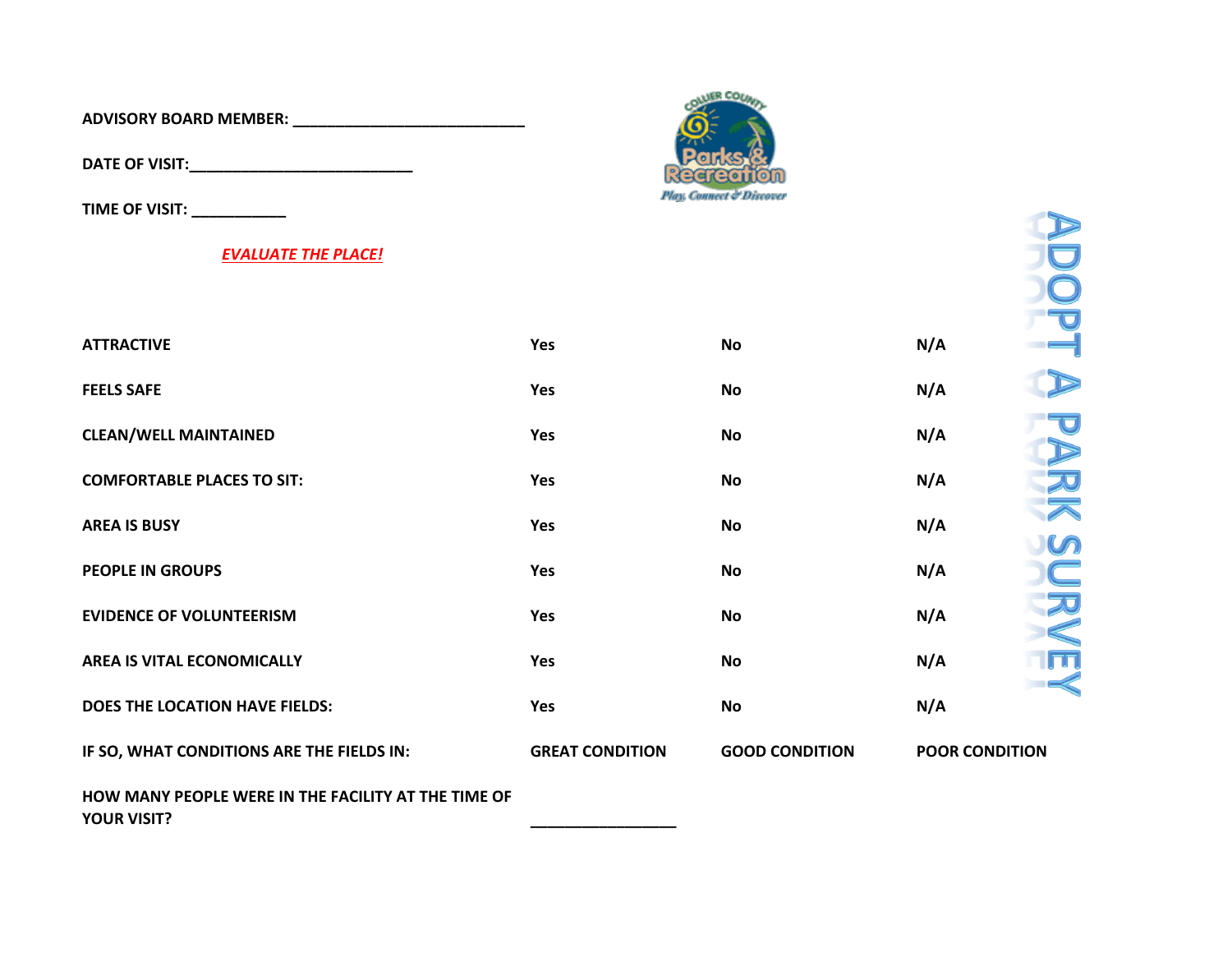**ADVISORY BOARD MEMBER:** ___________________________

**DATE OF VISIT:**___________________________

**TIME OF VISIT:** ___________

Collier County Parks & Recreation — Play, Connect & Discover

# ADOPT A PARK SURVEY

***EVALUATE THE PLACE!***

| | | | |
|---|---|---|---|
| **ATTRACTIVE** | **Yes** | **No** | **N/A** |
| **FEELS SAFE** | **Yes** | **No** | **N/A** |
| **CLEAN/WELL MAINTAINED** | **Yes** | **No** | **N/A** |
| **COMFORTABLE PLACES TO SIT:** | **Yes** | **No** | **N/A** |
| **AREA IS BUSY** | **Yes** | **No** | **N/A** |
| **PEOPLE IN GROUPS** | **Yes** | **No** | **N/A** |
| **EVIDENCE OF VOLUNTEERISM** | **Yes** | **No** | **N/A** |
| **AREA IS VITAL ECONOMICALLY** | **Yes** | **No** | **N/A** |
| **DOES THE LOCATION HAVE FIELDS:** | **Yes** | **No** | **N/A** |
| **IF SO, WHAT CONDITIONS ARE THE FIELDS IN:** | **GREAT CONDITION** | **GOOD CONDITION** | **POOR CONDITION** |

**HOW MANY PEOPLE WERE IN THE FACILITY AT THE TIME OF YOUR VISIT?** _________________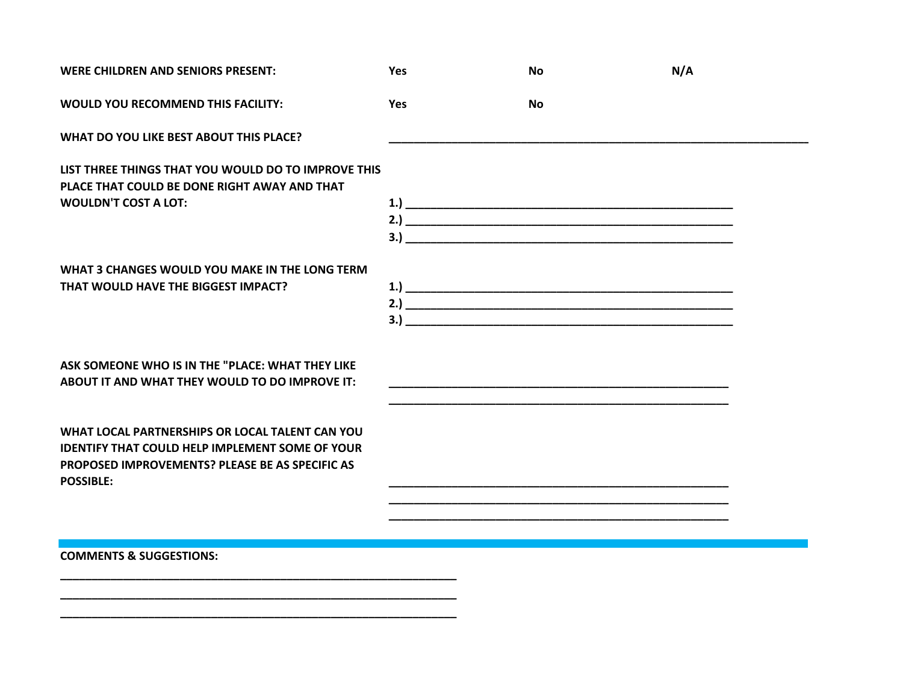**WERE CHILDREN AND SENIORS PRESENT:** **Yes** **No** **N/A**

**WOULD YOU RECOMMEND THIS FACILITY:** **Yes** **No**

**WHAT DO YOU LIKE BEST ABOUT THIS PLACE?** ____________________________________________

**LIST THREE THINGS THAT YOU WOULD DO TO IMPROVE THIS PLACE THAT COULD BE DONE RIGHT AWAY AND THAT WOULDN'T COST A LOT:**

**1.)** ____________________________________________
**2.)** ____________________________________________
**3.)** ____________________________________________

**WHAT 3 CHANGES WOULD YOU MAKE IN THE LONG TERM THAT WOULD HAVE THE BIGGEST IMPACT?**

**1.)** ____________________________________________
**2.)** ____________________________________________
**3.)** ____________________________________________

**ASK SOMEONE WHO IS IN THE "PLACE: WHAT THEY LIKE ABOUT IT AND WHAT THEY WOULD TO DO IMPROVE IT:**

____________________________________________
____________________________________________

**WHAT LOCAL PARTNERSHIPS OR LOCAL TALENT CAN YOU IDENTIFY THAT COULD HELP IMPLEMENT SOME OF YOUR PROPOSED IMPROVEMENTS? PLEASE BE AS SPECIFIC AS POSSIBLE:**

____________________________________________
____________________________________________
____________________________________________

---

**COMMENTS & SUGGESTIONS:**

____________________________________________
____________________________________________
____________________________________________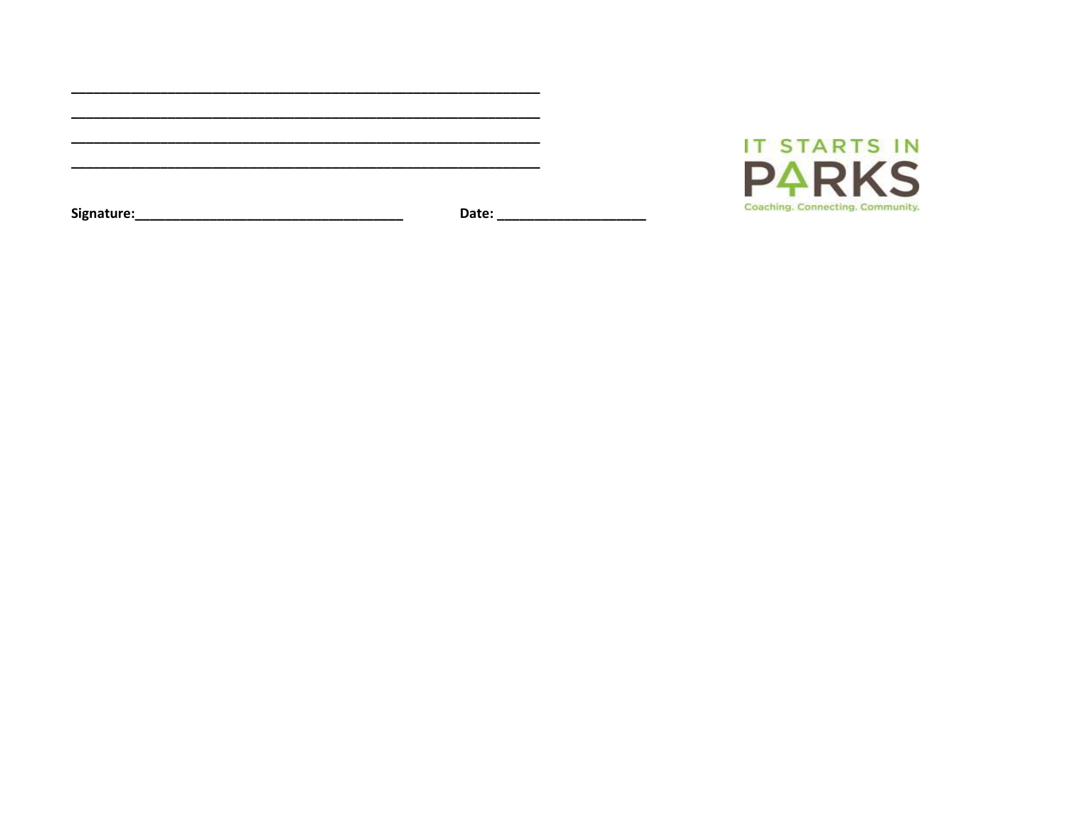\_\_\_\_\_\_\_\_\_\_\_\_\_\_\_\_\_\_\_\_\_\_\_\_\_\_\_\_\_\_\_\_\_\_\_\_\_\_\_\_\_\_\_\_\_\_\_\_\_\_\_\_\_\_\_\_\_\_\_\_

\_\_\_\_\_\_\_\_\_\_\_\_\_\_\_\_\_\_\_\_\_\_\_\_\_\_\_\_\_\_\_\_\_\_\_\_\_\_\_\_\_\_\_\_\_\_\_\_\_\_\_\_\_\_\_\_\_\_\_\_

\_\_\_\_\_\_\_\_\_\_\_\_\_\_\_\_\_\_\_\_\_\_\_\_\_\_\_\_\_\_\_\_\_\_\_\_\_\_\_\_\_\_\_\_\_\_\_\_\_\_\_\_\_\_\_\_\_\_\_\_

\_\_\_\_\_\_\_\_\_\_\_\_\_\_\_\_\_\_\_\_\_\_\_\_\_\_\_\_\_\_\_\_\_\_\_\_\_\_\_\_\_\_\_\_\_\_\_\_\_\_\_\_\_\_\_\_\_\_\_\_

**Signature:**\_\_\_\_\_\_\_\_\_\_\_\_\_\_\_\_\_\_\_\_\_\_\_\_\_\_\_\_\_\_\_\_\_\_\_ **Date:** \_\_\_\_\_\_\_\_\_\_\_\_\_\_\_\_\_\_\_

IT STARTS IN PARKS

Coaching. Connecting. Community.